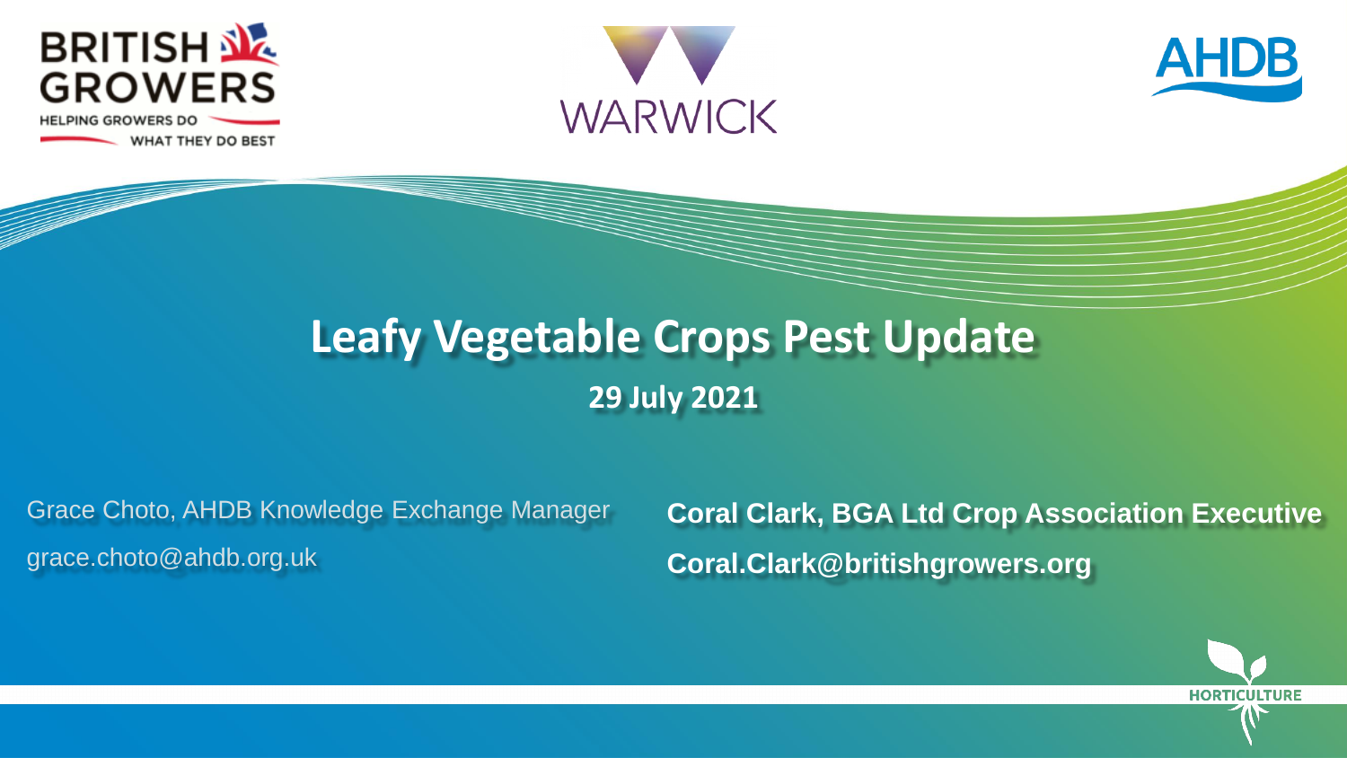BRITISH GROWERS

HELPING GROWERS DO WHAT THEY DO BEST

WARWICK

AHDB

# Leafy Vegetable Crops Pest Update

**29 July 2021**

Grace Choto, AHDB Knowledge Exchange Manager

grace.choto@ahdb.org.uk

**Coral Clark, BGA Ltd Crop Association Executive**

**Coral.Clark@britishgrowers.org**

HORTICULTURE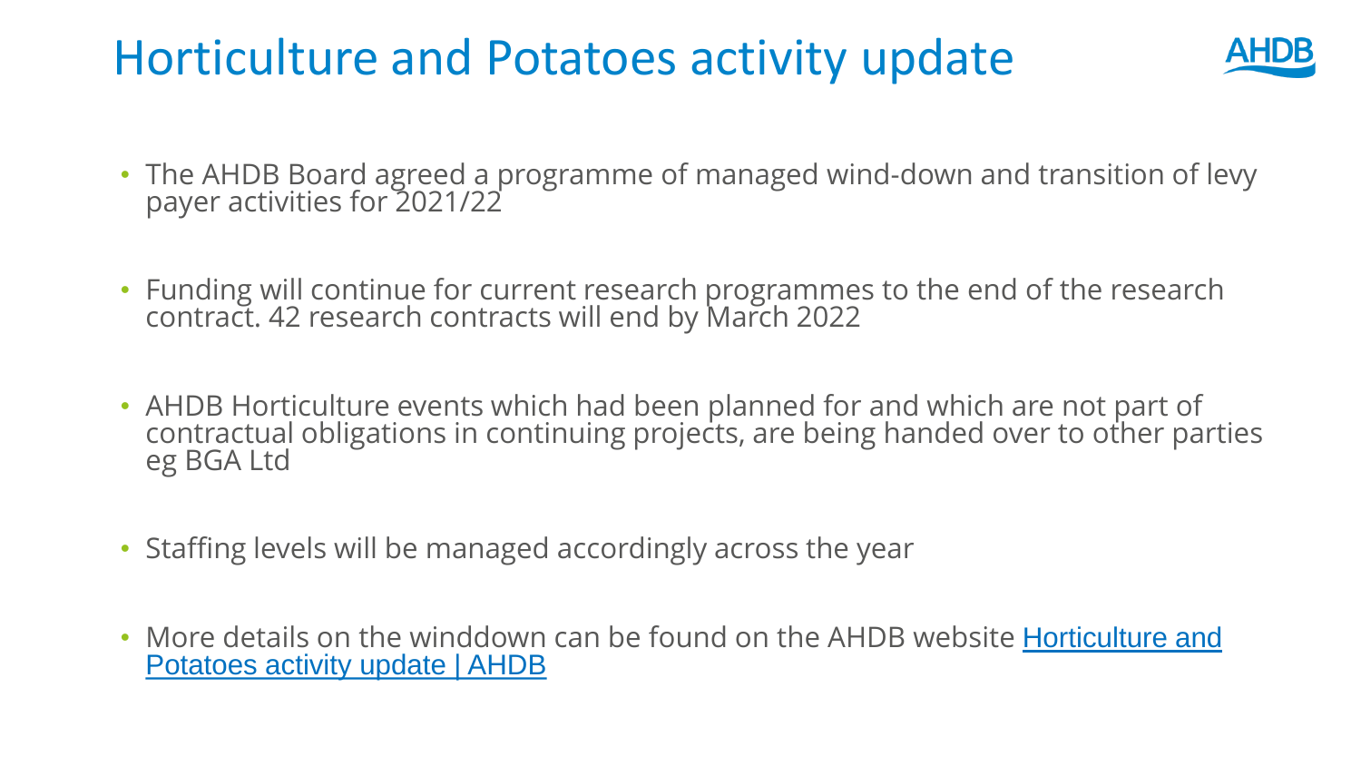# Horticulture and Potatoes activity update

- The AHDB Board agreed a programme of managed wind-down and transition of levy payer activities for 2021/22
- Funding will continue for current research programmes to the end of the research contract. 42 research contracts will end by March 2022
- AHDB Horticulture events which had been planned for and which are not part of contractual obligations in continuing projects, are being handed over to other parties eg BGA Ltd
- Staffing levels will be managed accordingly across the year
- More details on the winddown can be found on the AHDB website Horticulture and Potatoes activity update | AHDB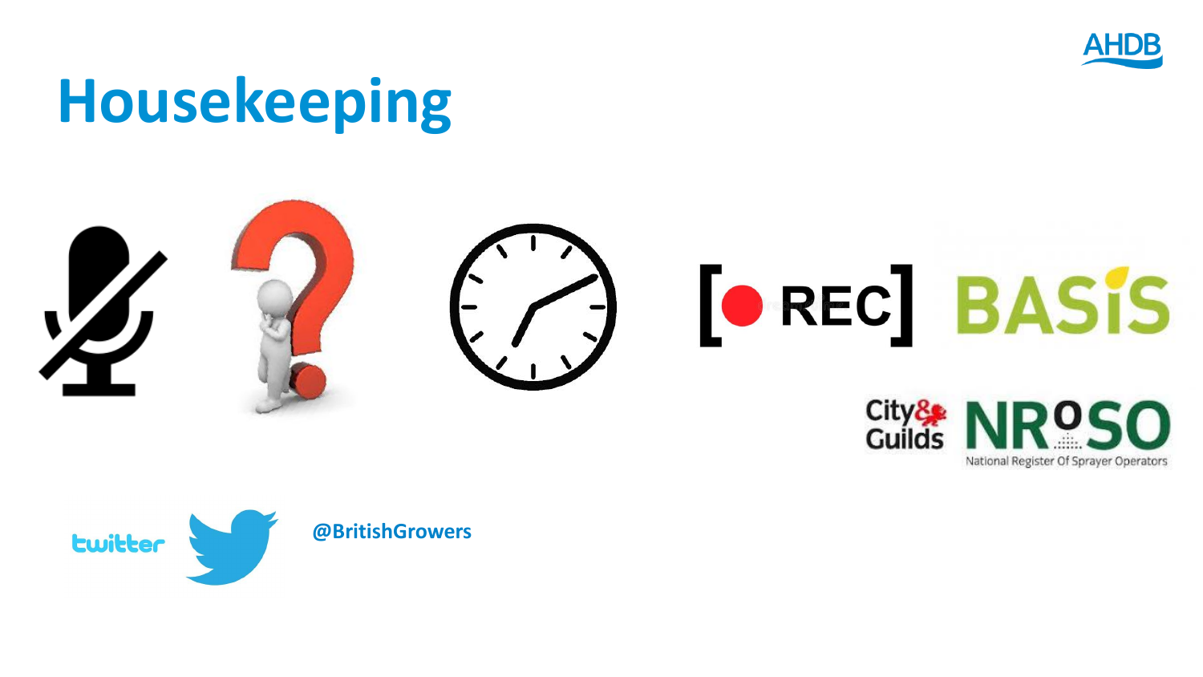# Housekeeping

REC

BASIS

City & Guilds NRoSO

National Register Of Sprayer Operators

twitter

@BritishGrowers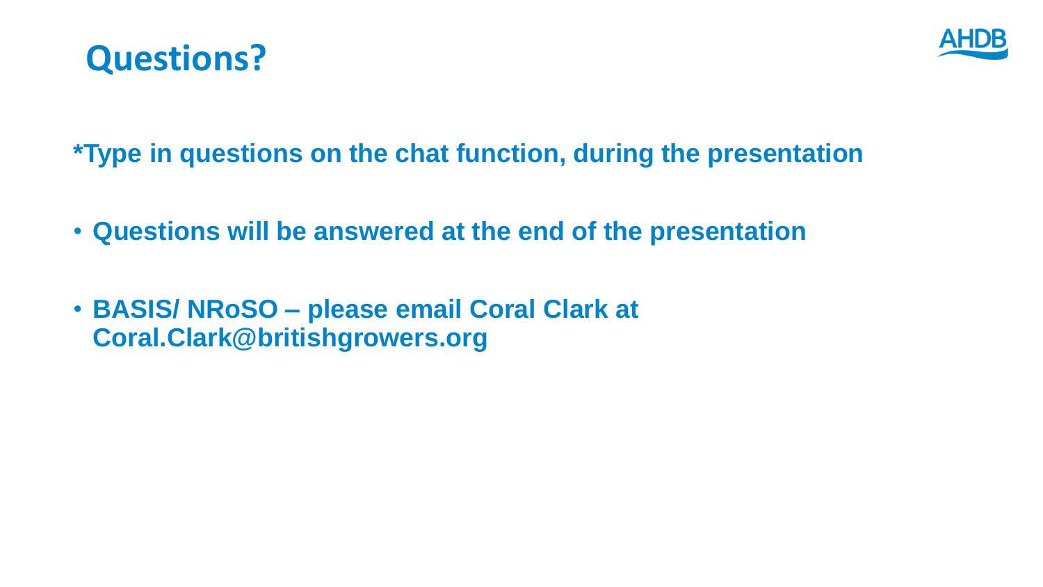# Questions?

**\*Type in questions on the chat function, during the presentation**

- **Questions will be answered at the end of the presentation**
- **BASIS/ NRoSO – please email Coral Clark at Coral.Clark@britishgrowers.org**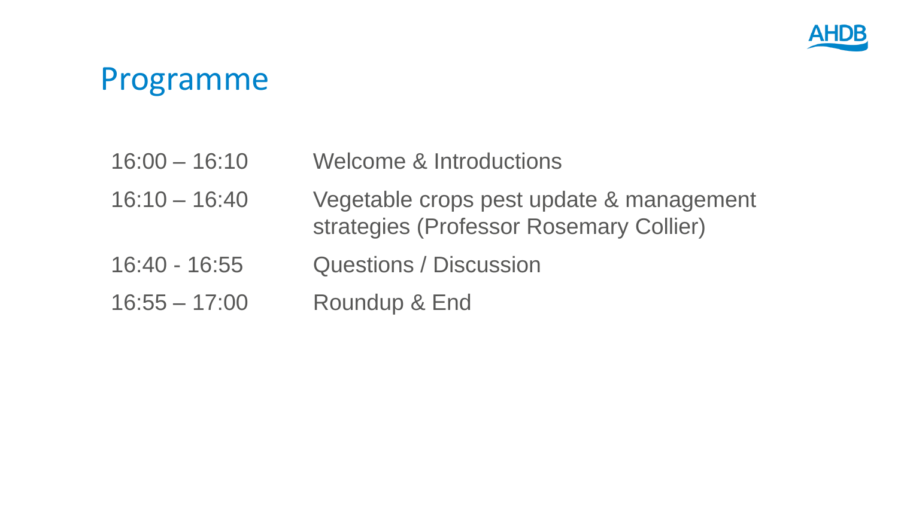# Programme

| | |
|---|---|
| 16:00 – 16:10 | Welcome & Introductions |
| 16:10 – 16:40 | Vegetable crops pest update & management strategies (Professor Rosemary Collier) |
| 16:40 - 16:55 | Questions / Discussion |
| 16:55 – 17:00 | Roundup & End |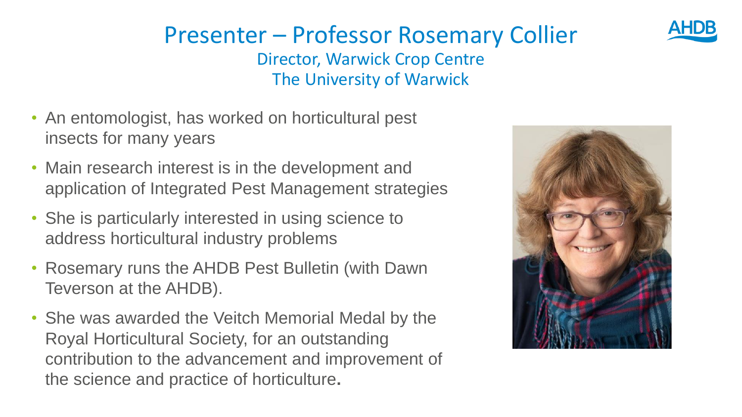# Presenter – Professor Rosemary Collier

Director, Warwick Crop Centre

The University of Warwick

- An entomologist, has worked on horticultural pest insects for many years
- Main research interest is in the development and application of Integrated Pest Management strategies
- She is particularly interested in using science to address horticultural industry problems
- Rosemary runs the AHDB Pest Bulletin (with Dawn Teverson at the AHDB).
- She was awarded the Veitch Memorial Medal by the Royal Horticultural Society, for an outstanding contribution to the advancement and improvement of the science and practice of horticulture.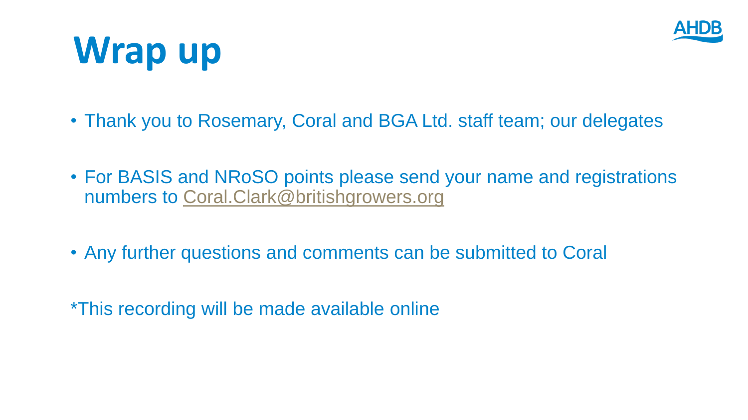# Wrap up

- Thank you to Rosemary, Coral and BGA Ltd. staff team; our delegates

- For BASIS and NRoSO points please send your name and registrations numbers to Coral.Clark@britishgrowers.org

- Any further questions and comments can be submitted to Coral

*This recording will be made available online